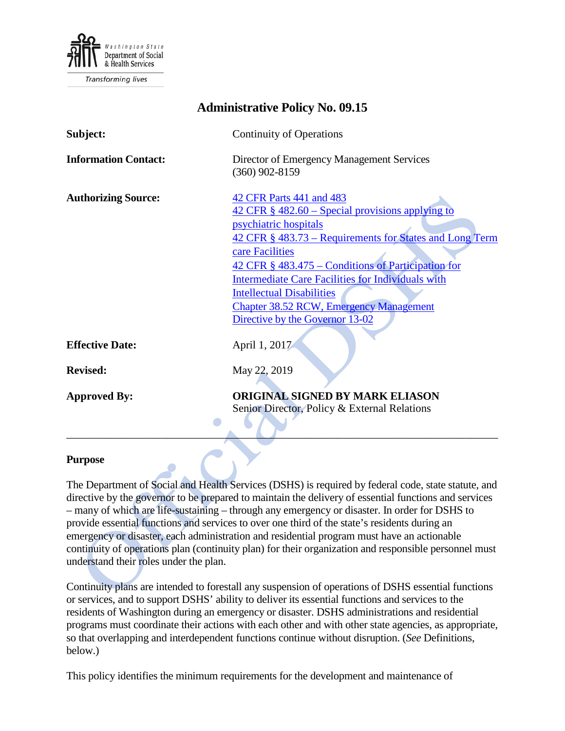Washington State Department of Social & Health Services

Transforming lives

# Administrative Policy No. 09.15

| | |
|---|---|
| **Subject:** | Continuity of Operations |
| **Information Contact:** | Director of Emergency Management Services<br>(360) 902-8159 |
| **Authorizing Source:** | 42 CFR Parts 441 and 483<br>42 CFR § 482.60 – Special provisions applying to psychiatric hospitals<br>42 CFR § 483.73 – Requirements for States and Long Term care Facilities<br>42 CFR § 483.475 – Conditions of Participation for Intermediate Care Facilities for Individuals with Intellectual Disabilities<br>Chapter 38.52 RCW, Emergency Management<br>Directive by the Governor 13-02 |
| **Effective Date:** | April 1, 2017 |
| **Revised:** | May 22, 2019 |
| **Approved By:** | **ORIGINAL SIGNED BY MARK ELIASON**<br>Senior Director, Policy & External Relations |

---

## Purpose

The Department of Social and Health Services (DSHS) is required by federal code, state statute, and directive by the govenor to be prepared to maintain the delivery of essential functions and services – many of which are life-sustaining – through any emergency or disaster. In order for DSHS to provide essential functions and services to over one third of the state's residents during an emergency or disaster, each administration and residential program must have an actionable continuity of operations plan (continuity plan) for their organization and responsible personnel must understand their roles under the plan.

Continuity plans are intended to forestall any suspension of operations of DSHS essential functions or services, and to support DSHS' ability to deliver its essential functions and services to the residents of Washington during an emergency or disaster. DSHS administrations and residential programs must coordinate their actions with each other and with other state agencies, as appropriate, so that overlapping and interdependent functions continue without disruption. (*See* Definitions, below.)

This policy identifies the minimum requirements for the development and maintenance of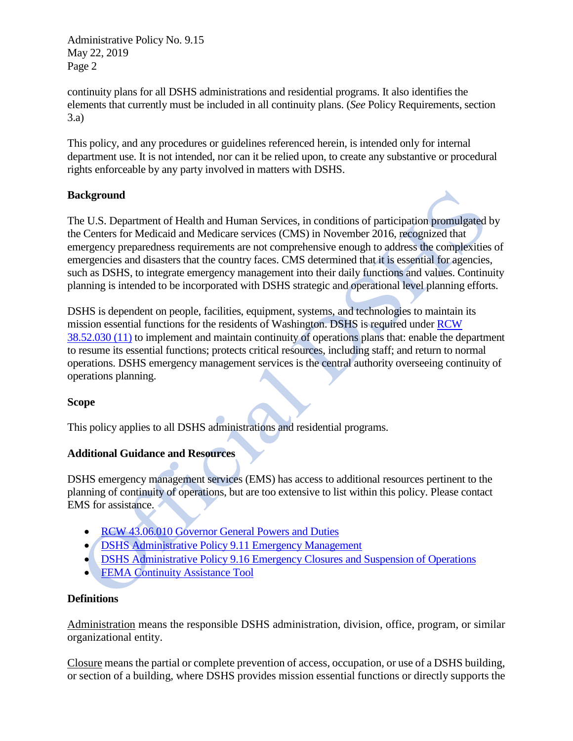continuity plans for all DSHS administrations and residential programs. It also identifies the elements that currently must be included in all continuity plans. (*See* Policy Requirements, section 3.a)

This policy, and any procedures or guidelines referenced herein, is intended only for internal department use. It is not intended, nor can it be relied upon, to create any substantive or procedural rights enforceable by any party involved in matters with DSHS.

**Background**

The U.S. Department of Health and Human Services, in conditions of participation promulgated by the Centers for Medicaid and Medicare services (CMS) in November 2016, recognized that emergency preparedness requirements are not comprehensive enough to address the complexities of emergencies and disasters that the country faces. CMS determined that it is essential for agencies, such as DSHS, to integrate emergency management into their daily functions and values. Continuity planning is intended to be incorporated with DSHS strategic and operational level planning efforts.

DSHS is dependent on people, facilities, equipment, systems, and technologies to maintain its mission essential functions for the residents of Washington. DSHS is required under RCW 38.52.030 (11) to implement and maintain continuity of operations plans that: enable the department to resume its essential functions; protects critical resources, including staff; and return to normal operations. DSHS emergency management services is the central authority overseeing continuity of operations planning.

**Scope**

This policy applies to all DSHS administrations and residential programs.

**Additional Guidance and Resources**

DSHS emergency management services (EMS) has access to additional resources pertinent to the planning of continuity of operations, but are too extensive to list within this policy. Please contact EMS for assistance.

- RCW 43.06.010 Governor General Powers and Duties
- DSHS Administrative Policy 9.11 Emergency Management
- DSHS Administrative Policy 9.16 Emergency Closures and Suspension of Operations
- FEMA Continuity Assistance Tool

**Definitions**

Administration means the responsible DSHS administration, division, office, program, or similar organizational entity.

Closure means the partial or complete prevention of access, occupation, or use of a DSHS building, or section of a building, where DSHS provides mission essential functions or directly supports the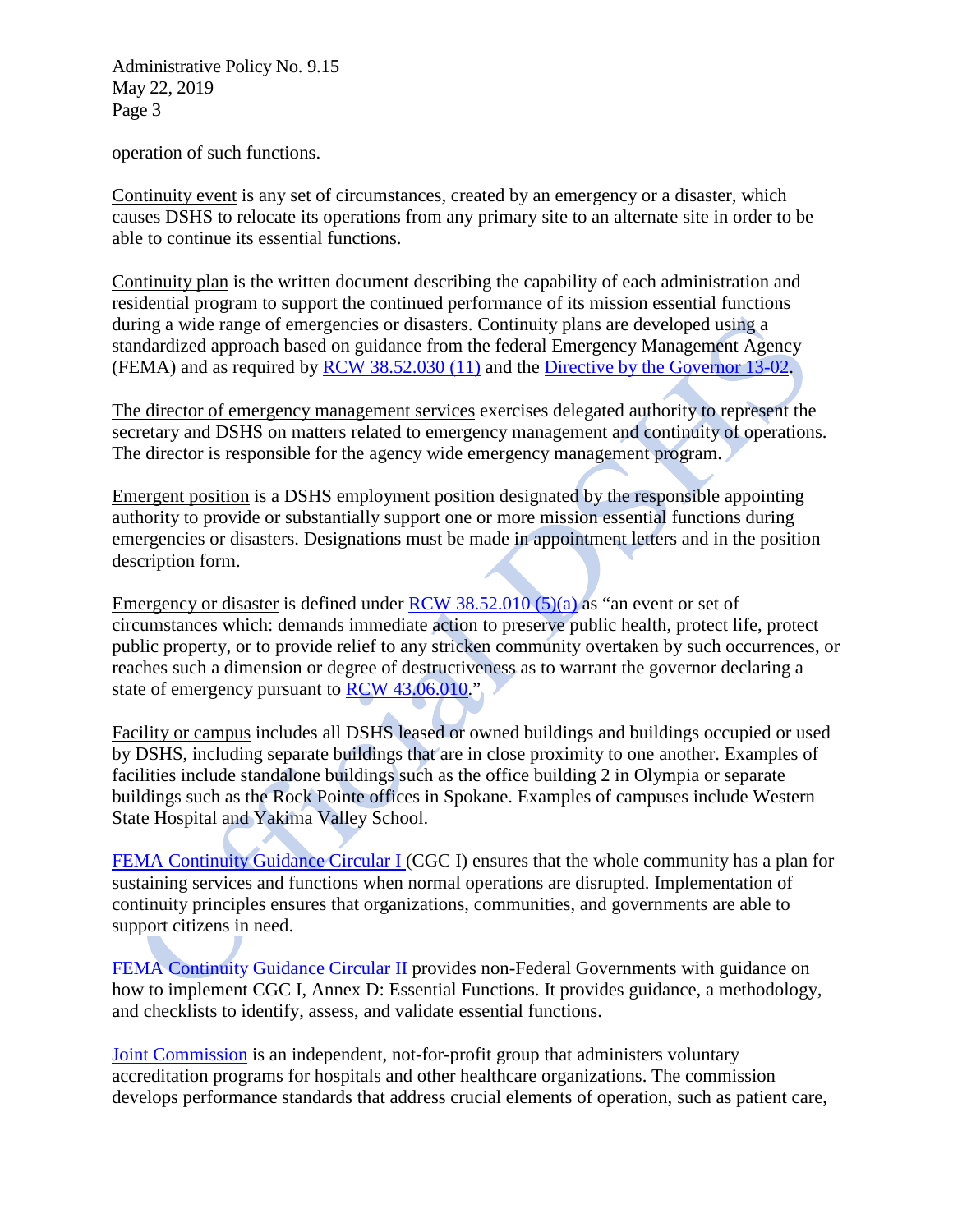operation of such functions.

Continuity event is any set of circumstances, created by an emergency or a disaster, which causes DSHS to relocate its operations from any primary site to an alternate site in order to be able to continue its essential functions.

Continuity plan is the written document describing the capability of each administration and residential program to support the continued performance of its mission essential functions during a wide range of emergencies or disasters. Continuity plans are developed using a standardized approach based on guidance from the federal Emergency Management Agency (FEMA) and as required by RCW 38.52.030 (11) and the Directive by the Governor 13-02.

The director of emergency management services exercises delegated authority to represent the secretary and DSHS on matters related to emergency management and continuity of operations. The director is responsible for the agency wide emergency management program.

Emergent position is a DSHS employment position designated by the responsible appointing authority to provide or substantially support one or more mission essential functions during emergencies or disasters. Designations must be made in appointment letters and in the position description form.

Emergency or disaster is defined under RCW 38.52.010 (5)(a) as "an event or set of circumstances which: demands immediate action to preserve public health, protect life, protect public property, or to provide relief to any stricken community overtaken by such occurrences, or reaches such a dimension or degree of destructiveness as to warrant the governor declaring a state of emergency pursuant to RCW 43.06.010."

Facility or campus includes all DSHS leased or owned buildings and buildings occupied or used by DSHS, including separate buildings that are in close proximity to one another. Examples of facilities include standalone buildings such as the office building 2 in Olympia or separate buildings such as the Rock Pointe offices in Spokane. Examples of campuses include Western State Hospital and Yakima Valley School.

FEMA Continuity Guidance Circular I (CGC I) ensures that the whole community has a plan for sustaining services and functions when normal operations are disrupted. Implementation of continuity principles ensures that organizations, communities, and governments are able to support citizens in need.

FEMA Continuity Guidance Circular II provides non-Federal Governments with guidance on how to implement CGC I, Annex D: Essential Functions. It provides guidance, a methodology, and checklists to identify, assess, and validate essential functions.

Joint Commission is an independent, not-for-profit group that administers voluntary accreditation programs for hospitals and other healthcare organizations. The commission develops performance standards that address crucial elements of operation, such as patient care,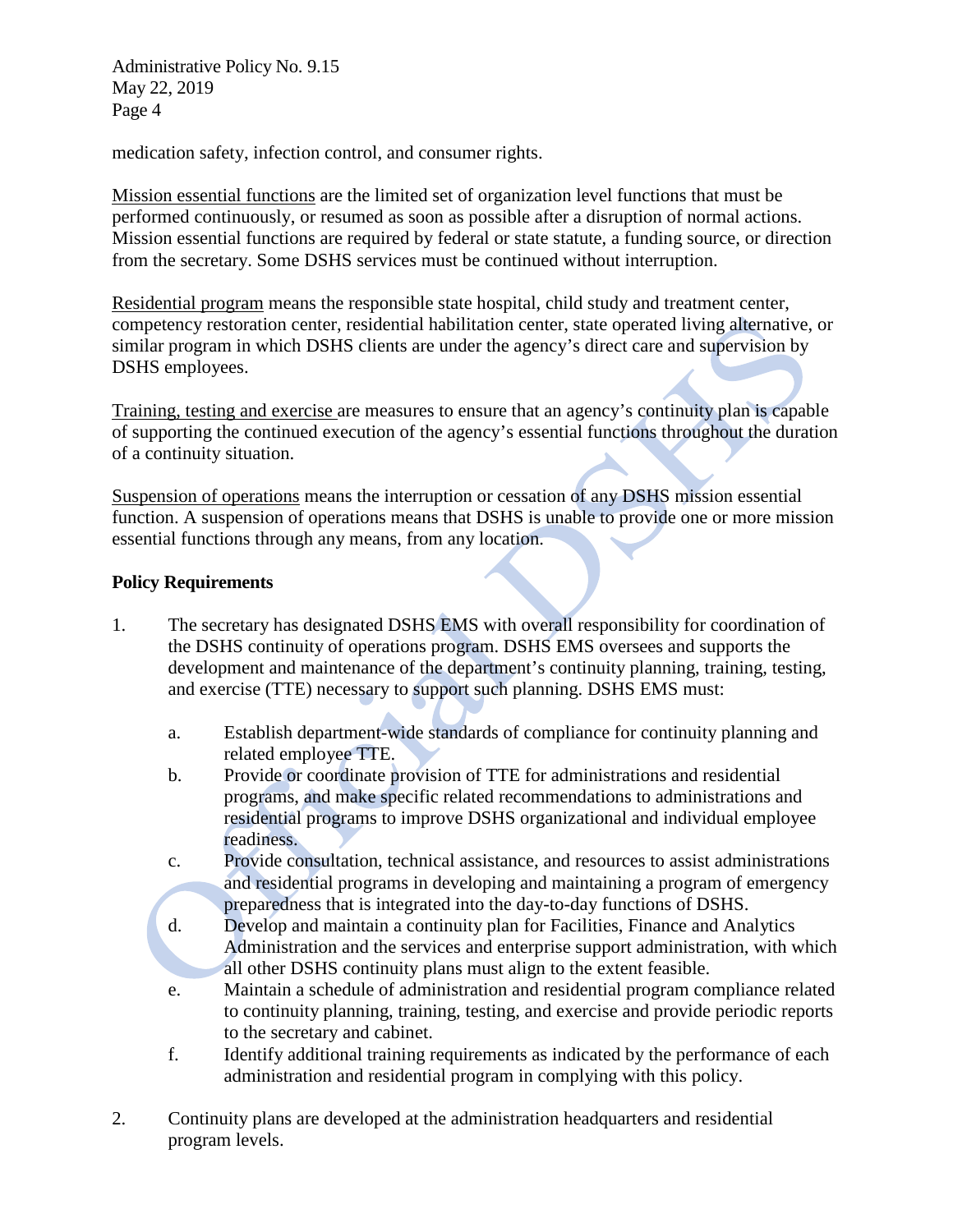medication safety, infection control, and consumer rights.

Mission essential functions are the limited set of organization level functions that must be performed continuously, or resumed as soon as possible after a disruption of normal actions. Mission essential functions are required by federal or state statute, a funding source, or direction from the secretary. Some DSHS services must be continued without interruption.

Residential program means the responsible state hospital, child study and treatment center, competency restoration center, residential habilitation center, state operated living alternative, or similar program in which DSHS clients are under the agency's direct care and supervision by DSHS employees.

Training, testing and exercise are measures to ensure that an agency's continuity plan is capable of supporting the continued execution of the agency's essential functions throughout the duration of a continuity situation.

Suspension of operations means the interruption or cessation of any DSHS mission essential function. A suspension of operations means that DSHS is unable to provide one or more mission essential functions through any means, from any location.

**Policy Requirements**

1. The secretary has designated DSHS EMS with overall responsibility for coordination of the DSHS continuity of operations program. DSHS EMS oversees and supports the development and maintenance of the department's continuity planning, training, testing, and exercise (TTE) necessary to support such planning. DSHS EMS must:

   a. Establish department-wide standards of compliance for continuity planning and related employee TTE.
   b. Provide or coordinate provision of TTE for administrations and residential programs, and make specific related recommendations to administrations and residential programs to improve DSHS organizational and individual employee readiness.
   c. Provide consultation, technical assistance, and resources to assist administrations and residential programs in developing and maintaining a program of emergency preparedness that is integrated into the day-to-day functions of DSHS.
   d. Develop and maintain a continuity plan for Facilities, Finance and Analytics Administration and the services and enterprise support administration, with which all other DSHS continuity plans must align to the extent feasible.
   e. Maintain a schedule of administration and residential program compliance related to continuity planning, training, testing, and exercise and provide periodic reports to the secretary and cabinet.
   f. Identify additional training requirements as indicated by the performance of each administration and residential program in complying with this policy.

2. Continuity plans are developed at the administration headquarters and residential program levels.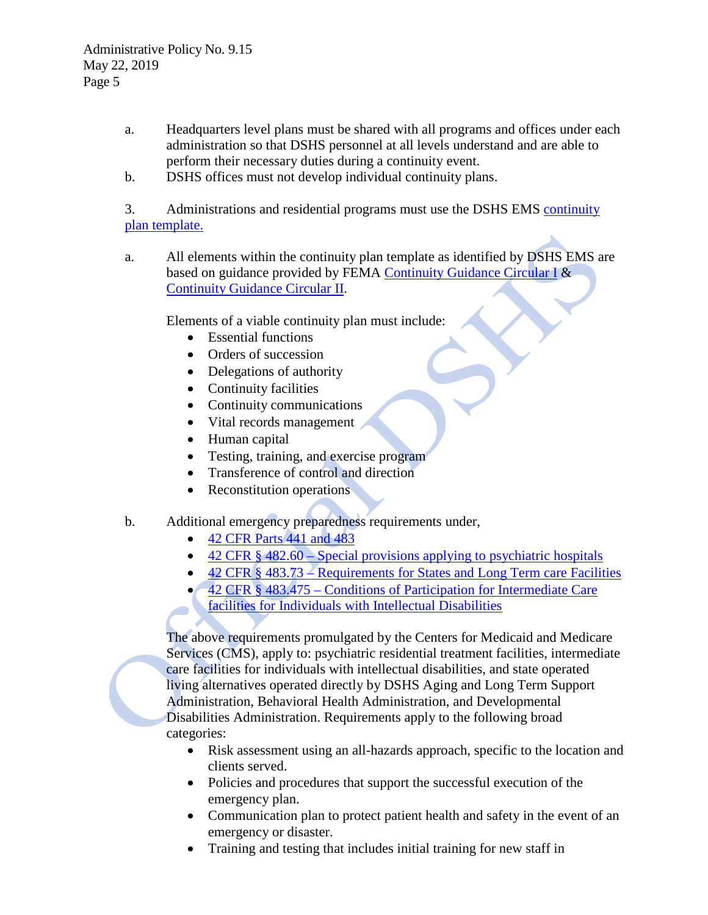a. Headquarters level plans must be shared with all programs and offices under each administration so that DSHS personnel at all levels understand and are able to perform their necessary duties during a continuity event.

b. DSHS offices must not develop individual continuity plans.

3. Administrations and residential programs must use the DSHS EMS continuity plan template.

a. All elements within the continuity plan template as identified by DSHS EMS are based on guidance provided by FEMA Continuity Guidance Circular I & Continuity Guidance Circular II.

Elements of a viable continuity plan must include:

- Essential functions
- Orders of succession
- Delegations of authority
- Continuity facilities
- Continuity communications
- Vital records management
- Human capital
- Testing, training, and exercise program
- Transference of control and direction
- Reconstitution operations

b. Additional emergency preparedness requirements under,

- 42 CFR Parts 441 and 483
- 42 CFR § 482.60 – Special provisions applying to psychiatric hospitals
- 42 CFR § 483.73 – Requirements for States and Long Term care Facilities
- 42 CFR § 483.475 – Conditions of Participation for Intermediate Care facilities for Individuals with Intellectual Disabilities

The above requirements promulgated by the Centers for Medicaid and Medicare Services (CMS), apply to: psychiatric residential treatment facilities, intermediate care facilities for individuals with intellectual disabilities, and state operated living alternatives operated directly by DSHS Aging and Long Term Support Administration, Behavioral Health Administration, and Developmental Disabilities Administration. Requirements apply to the following broad categories:

- Risk assessment using an all-hazards approach, specific to the location and clients served.
- Policies and procedures that support the successful execution of the emergency plan.
- Communication plan to protect patient health and safety in the event of an emergency or disaster.
- Training and testing that includes initial training for new staff in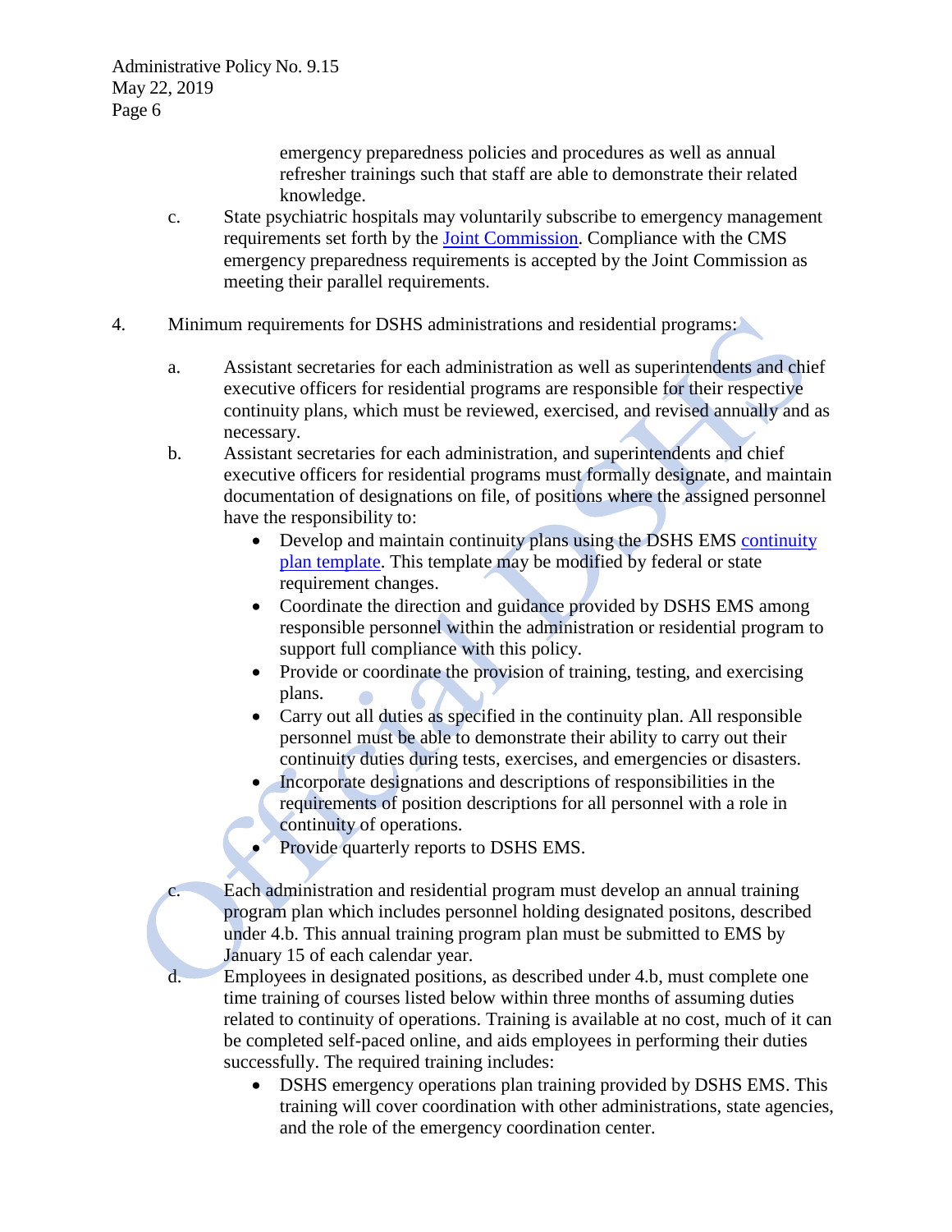emergency preparedness policies and procedures as well as annual refresher trainings such that staff are able to demonstrate their related knowledge.

c. State psychiatric hospitals may voluntarily subscribe to emergency management requirements set forth by the [Joint Commission](). Compliance with the CMS emergency preparedness requirements is accepted by the Joint Commission as meeting their parallel requirements.

4. Minimum requirements for DSHS administrations and residential programs:

   a. Assistant secretaries for each administration as well as superintendents and chief executive officers for residential programs are responsible for their respective continuity plans, which must be reviewed, exercised, and revised annually and as necessary.

   b. Assistant secretaries for each administration, and superintendents and chief executive officers for residential programs must formally designate, and maintain documentation of designations on file, of positions where the assigned personnel have the responsibility to:
      - Develop and maintain continuity plans using the DSHS EMS [continuity plan template](). This template may be modified by federal or state requirement changes.
      - Coordinate the direction and guidance provided by DSHS EMS among responsible personnel within the administration or residential program to support full compliance with this policy.
      - Provide or coordinate the provision of training, testing, and exercising plans.
      - Carry out all duties as specified in the continuity plan. All responsible personnel must be able to demonstrate their ability to carry out their continuity duties during tests, exercises, and emergencies or disasters.
      - Incorporate designations and descriptions of responsibilities in the requirements of position descriptions for all personnel with a role in continuity of operations.
      - Provide quarterly reports to DSHS EMS.

   c. Each administration and residential program must develop an annual training program plan which includes personnel holding designated positons, described under 4.b. This annual training program plan must be submitted to EMS by January 15 of each calendar year.

   d. Employees in designated positions, as described under 4.b, must complete one time training of courses listed below within three months of assuming duties related to continuity of operations. Training is available at no cost, much of it can be completed self-paced online, and aids employees in performing their duties successfully. The required training includes:
      - DSHS emergency operations plan training provided by DSHS EMS. This training will cover coordination with other administrations, state agencies, and the role of the emergency coordination center.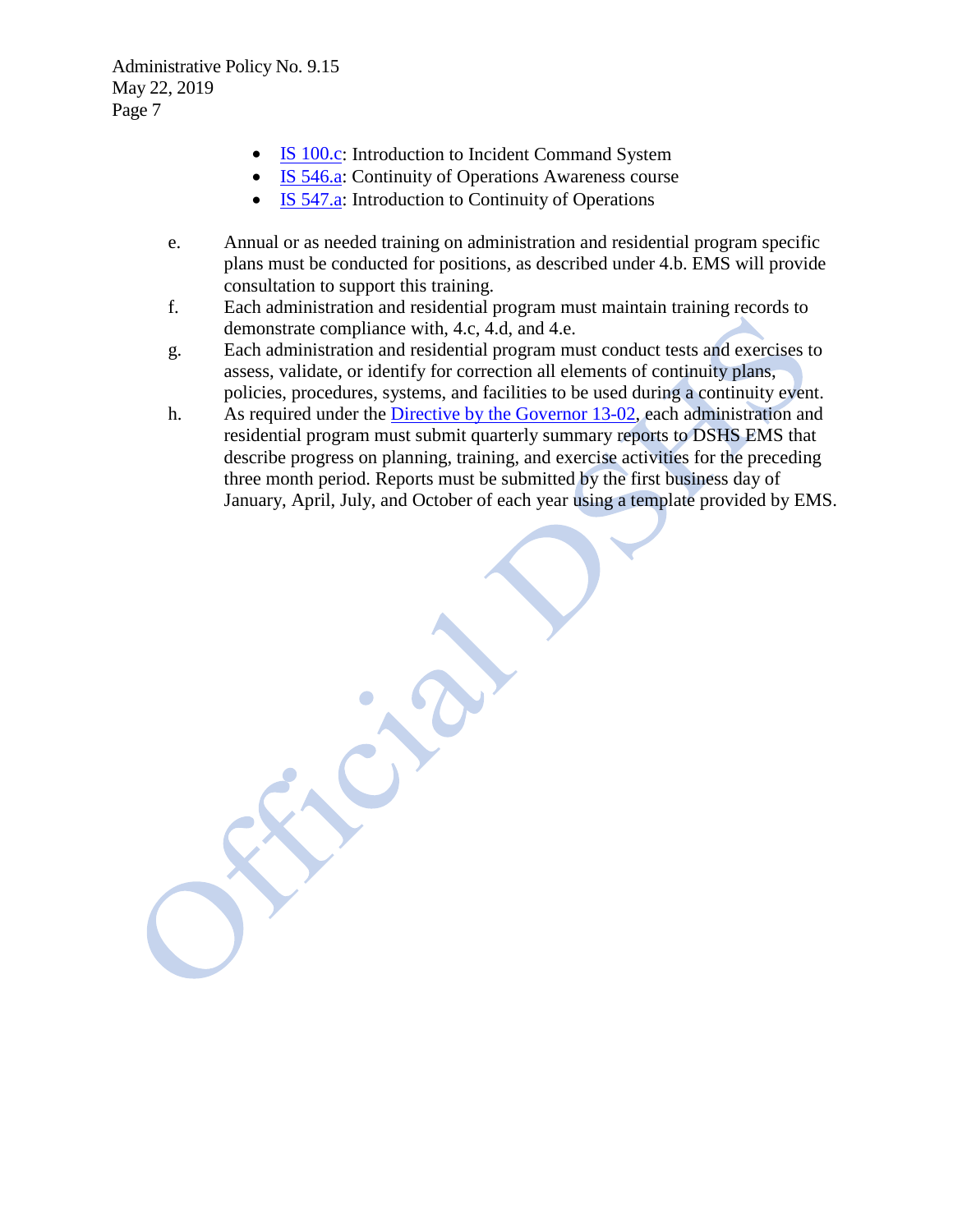- IS 100.c: Introduction to Incident Command System
- IS 546.a: Continuity of Operations Awareness course
- IS 547.a: Introduction to Continuity of Operations

e. Annual or as needed training on administration and residential program specific plans must be conducted for positions, as described under 4.b. EMS will provide consultation to support this training.

f. Each administration and residential program must maintain training records to demonstrate compliance with, 4.c, 4.d, and 4.e.

g. Each administration and residential program must conduct tests and exercises to assess, validate, or identify for correction all elements of continuity plans, policies, procedures, systems, and facilities to be used during a continuity event.

h. As required under the Directive by the Governor 13-02, each administration and residential program must submit quarterly summary reports to DSHS EMS that describe progress on planning, training, and exercise activities for the preceding three month period. Reports must be submitted by the first business day of January, April, July, and October of each year using a template provided by EMS.